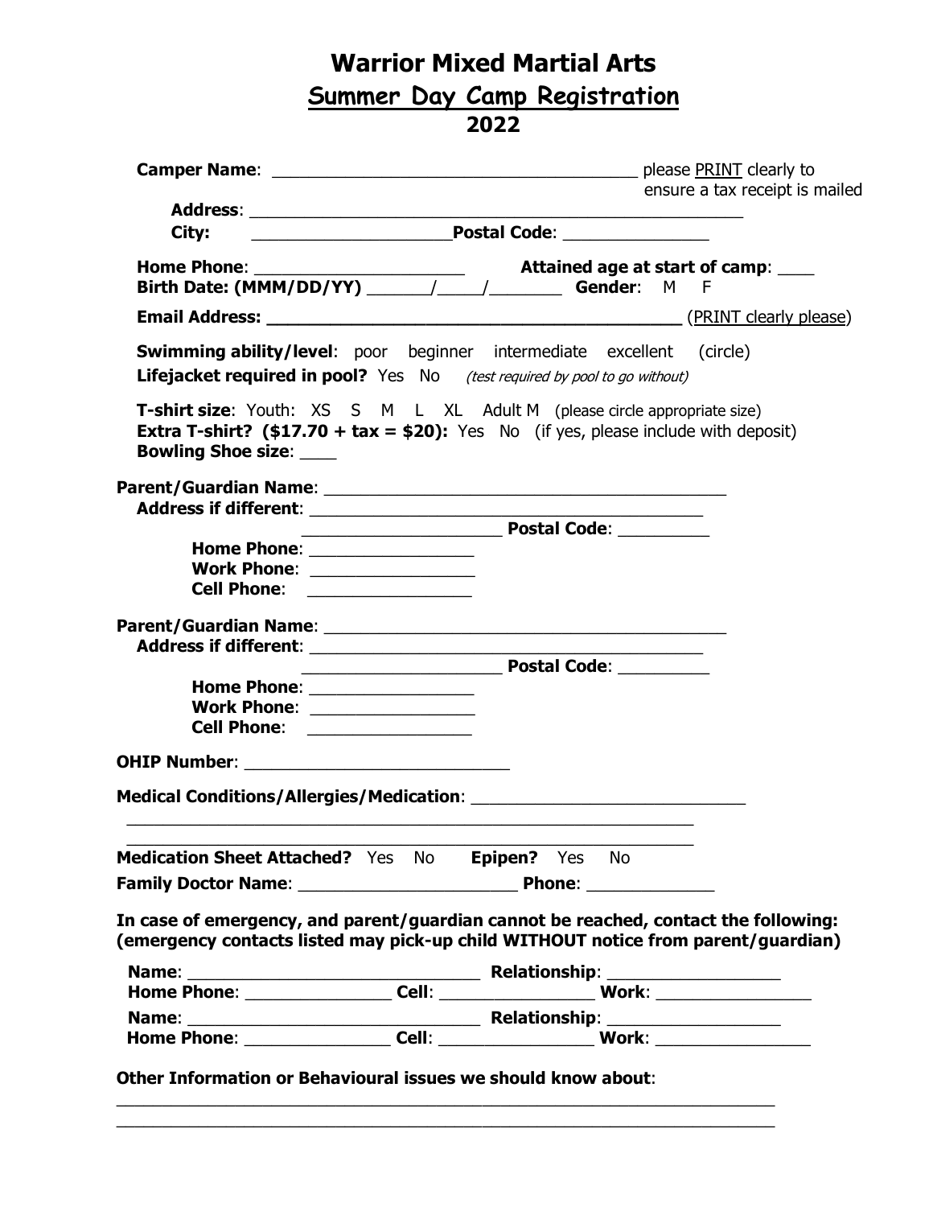# Warrior Mixed Martial Arts

## Summer Day Camp Registration

## 2022

**Camper Name**: ______________________________________ please PRINT clearly to ensure a tax receipt is mailed

**Address**: ______________________________________________________

**City:** ____________________ **Postal Code**: _______________

**Home Phone**: _____________________ **Attained age at start of camp**: ____

**Birth Date: (MMM/DD/YY)** ______/_____/_______ **Gender**: M F

**Email Address: ________________________________________** (PRINT clearly please)

**Swimming ability/level**: poor beginner intermediate excellent (circle)

**Lifejacket required in pool?** Yes No *(test required by pool to go without)*

**T-shirt size**: Youth: XS S M L XL Adult M (please circle appropriate size)

**Extra T-shirt? ($17.70 + tax = $20):** Yes No (if yes, please include with deposit)

**Bowling Shoe size**: ____

**Parent/Guardian Name**: ________________________________________

**Address if different**: ________________________________________

____________________ **Postal Code**: _________

**Home Phone**: ________________

**Work Phone**: ________________

**Cell Phone**: ________________

**Parent/Guardian Name**: ________________________________________

**Address if different**: ________________________________________

____________________ **Postal Code**: _________

**Home Phone**: ________________

**Work Phone**: ________________

**Cell Phone**: ________________

**OHIP Number**: ____________________________

**Medical Conditions/Allergies/Medication**: ____________________________

______________________________________________________________

______________________________________________________________

**Medication Sheet Attached?** Yes No **Epipen?** Yes No

**Family Doctor Name**: ______________________ **Phone**: _____________

**In case of emergency, and parent/guardian cannot be reached, contact the following: (emergency contacts listed may pick-up child WITHOUT notice from parent/guardian)**

**Name**: ______________________________ **Relationship**: __________________

**Home Phone**: _______________ **Cell**: ________________ **Work**: ________________

**Name**: ______________________________ **Relationship**: __________________

**Home Phone**: _______________ **Cell**: ________________ **Work**: ________________

**Other Information or Behavioural issues we should know about**:

______________________________________________________________________

______________________________________________________________________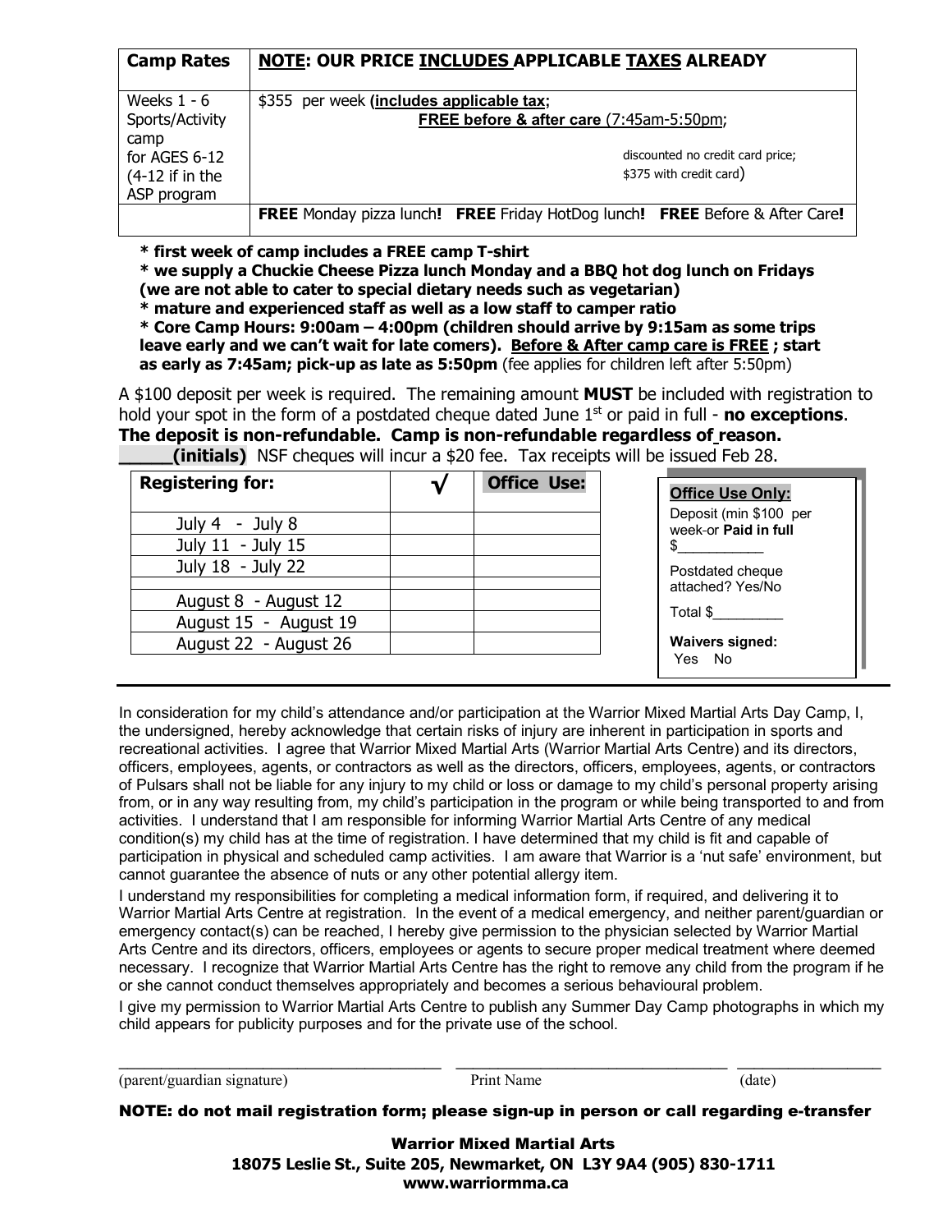| **Camp Rates** | **NOTE: OUR PRICE INCLUDES APPLICABLE TAXES ALREADY** |
|---|---|
| Weeks 1 - 6 Sports/Activity camp for AGES 6-12 (4-12 if in the ASP program | $355 per week **(includes applicable tax;** **FREE before & after care** (7:45am-5:50pm; discounted no credit card price; $375 with credit card) |
| | **FREE** Monday pizza lunch**!** **FREE** Friday HotDog lunch**!** **FREE** Before & After Care**!** |

**\* first week of camp includes a FREE camp T-shirt**

**\* we supply a Chuckie Cheese Pizza lunch Monday and a BBQ hot dog lunch on Fridays (we are not able to cater to special dietary needs such as vegetarian)**

**\* mature and experienced staff as well as a low staff to camper ratio**

**\* Core Camp Hours: 9:00am – 4:00pm (children should arrive by 9:15am as some trips leave early and we can't wait for late comers). Before & After camp care is FREE ; start as early as 7:45am; pick-up as late as 5:50pm** (fee applies for children left after 5:50pm)

A $100 deposit per week is required. The remaining amount **MUST** be included with registration to hold your spot in the form of a postdated cheque dated June 1st or paid in full - **no exceptions**. **The deposit is non-refundable. Camp is non-refundable regardless of reason.**

**_____(initials)** NSF cheques will incur a $20 fee. Tax receipts will be issued Feb 28.

| **Registering for:** | **√** | **Office Use:** |
|---|---|---|
| July 4 - July 8 | | |
| July 11 - July 15 | | |
| July 18 - July 22 | | |
| | | |
| August 8 - August 12 | | |
| August 15 - August 19 | | |
| August 22 - August 26 | | |

**Office Use Only:**

Deposit (min $100 per week-or **Paid in full** $___________

Postdated cheque attached? Yes/No

Total $_________

**Waivers signed:** Yes No

In consideration for my child's attendance and/or participation at the Warrior Mixed Martial Arts Day Camp, I, the undersigned, hereby acknowledge that certain risks of injury are inherent in participation in sports and recreational activities. I agree that Warrior Mixed Martial Arts (Warrior Martial Arts Centre) and its directors, officers, employees, agents, or contractors as well as the directors, officers, employees, agents, or contractors of Pulsars shall not be liable for any injury to my child or loss or damage to my child's personal property arising from, or in any way resulting from, my child's participation in the program or while being transported to and from activities. I understand that I am responsible for informing Warrior Martial Arts Centre of any medical condition(s) my child has at the time of registration. I have determined that my child is fit and capable of participation in physical and scheduled camp activities. I am aware that Warrior is a 'nut safe' environment, but cannot guarantee the absence of nuts or any other potential allergy item.

I understand my responsibilities for completing a medical information form, if required, and delivering it to Warrior Martial Arts Centre at registration. In the event of a medical emergency, and neither parent/guardian or emergency contact(s) can be reached, I hereby give permission to the physician selected by Warrior Martial Arts Centre and its directors, officers, employees or agents to secure proper medical treatment where deemed necessary. I recognize that Warrior Martial Arts Centre has the right to remove any child from the program if he or she cannot conduct themselves appropriately and becomes a serious behavioural problem.

I give my permission to Warrior Martial Arts Centre to publish any Summer Day Camp photographs in which my child appears for publicity purposes and for the private use of the school.

_________________________________ _________________________________ _______________

(parent/guardian signature) Print Name (date)

**NOTE: do not mail registration form; please sign-up in person or call regarding e-transfer**

**Warrior Mixed Martial Arts**

**18075 Leslie St., Suite 205, Newmarket, ON L3Y 9A4 (905) 830-1711**

**www.warriormma.ca**